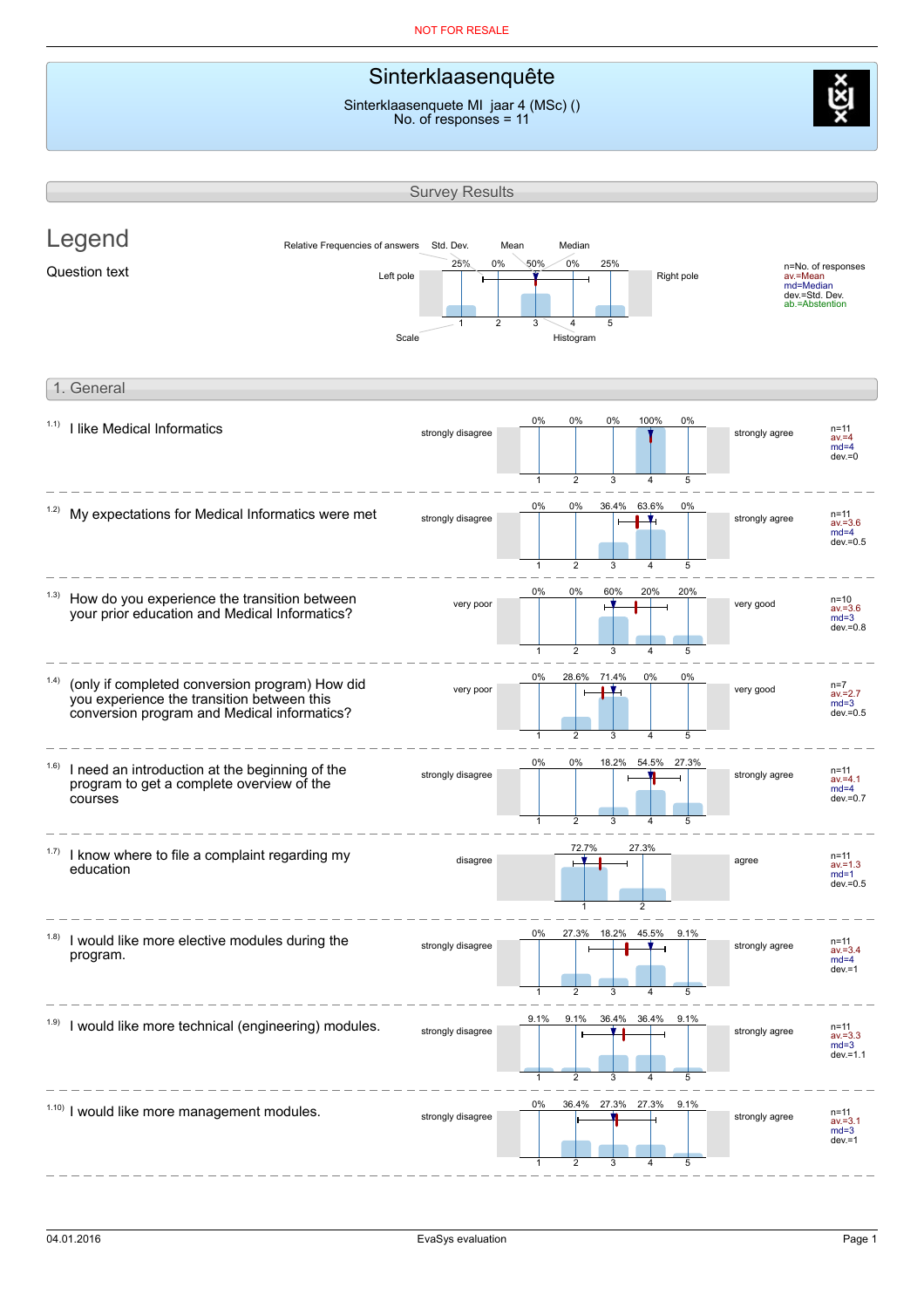NOT FOR RESALE

# Sinterklaasenquête

Sinterklaasenquete MI jaar 4 (MSc) ()
No. of responses = 11

## Survey Results

## Legend

Question text

Relative Frequencies of answers | Std. Dev. | Mean | Median

Left pole — Right pole

Scale — Histogram

n=No. of responses
av.=Mean
md=Median
dev.=Std. Dev.
ab.=Abstention

## 1. General

| Question | Left pole | 1 | 2 | 3 | 4 | 5 | Right pole | Stats |
|---|---|---|---|---|---|---|---|---|
| 1.1) I like Medical Informatics | strongly disagree | 0% | 0% | 0% | 100% | 0% | strongly agree | n=11, av.=4, md=4, dev.=0 |
| 1.2) My expectations for Medical Informatics were met | strongly disagree | 0% | 0% | 36.4% | 63.6% | 0% | strongly agree | n=11, av.=3.6, md=4, dev.=0.5 |
| 1.3) How do you experience the transition between your prior education and Medical Informatics? | very poor | 0% | 0% | 60% | 20% | 20% | very good | n=10, av.=3.6, md=3, dev.=0.8 |
| 1.4) (only if completed conversion program) How did you experience the transition between this conversion program and Medical informatics? | very poor | 0% | 28.6% | 71.4% | 0% | 0% | very good | n=7, av.=2.7, md=3, dev.=0.5 |
| 1.6) I need an introduction at the beginning of the program to get a complete overview of the courses | strongly disagree | 0% | 0% | 18.2% | 54.5% | 27.3% | strongly agree | n=11, av.=4.1, md=4, dev.=0.7 |
| 1.7) I know where to file a complaint regarding my education | disagree | 72.7% | 27.3% | | | | agree | n=11, av.=1.3, md=1, dev.=0.5 |
| 1.8) I would like more elective modules during the program. | strongly disagree | 0% | 27.3% | 18.2% | 45.5% | 9.1% | strongly agree | n=11, av.=3.4, md=4, dev.=1 |
| 1.9) I would like more technical (engineering) modules. | strongly disagree | 9.1% | 9.1% | 36.4% | 36.4% | 9.1% | strongly agree | n=11, av.=3.3, md=3, dev.=1.1 |
| 1.10) I would like more management modules. | strongly disagree | 0% | 36.4% | 27.3% | 27.3% | 9.1% | strongly agree | n=11, av.=3.1, md=3, dev.=1 |

04.01.2016 — EvaSys evaluation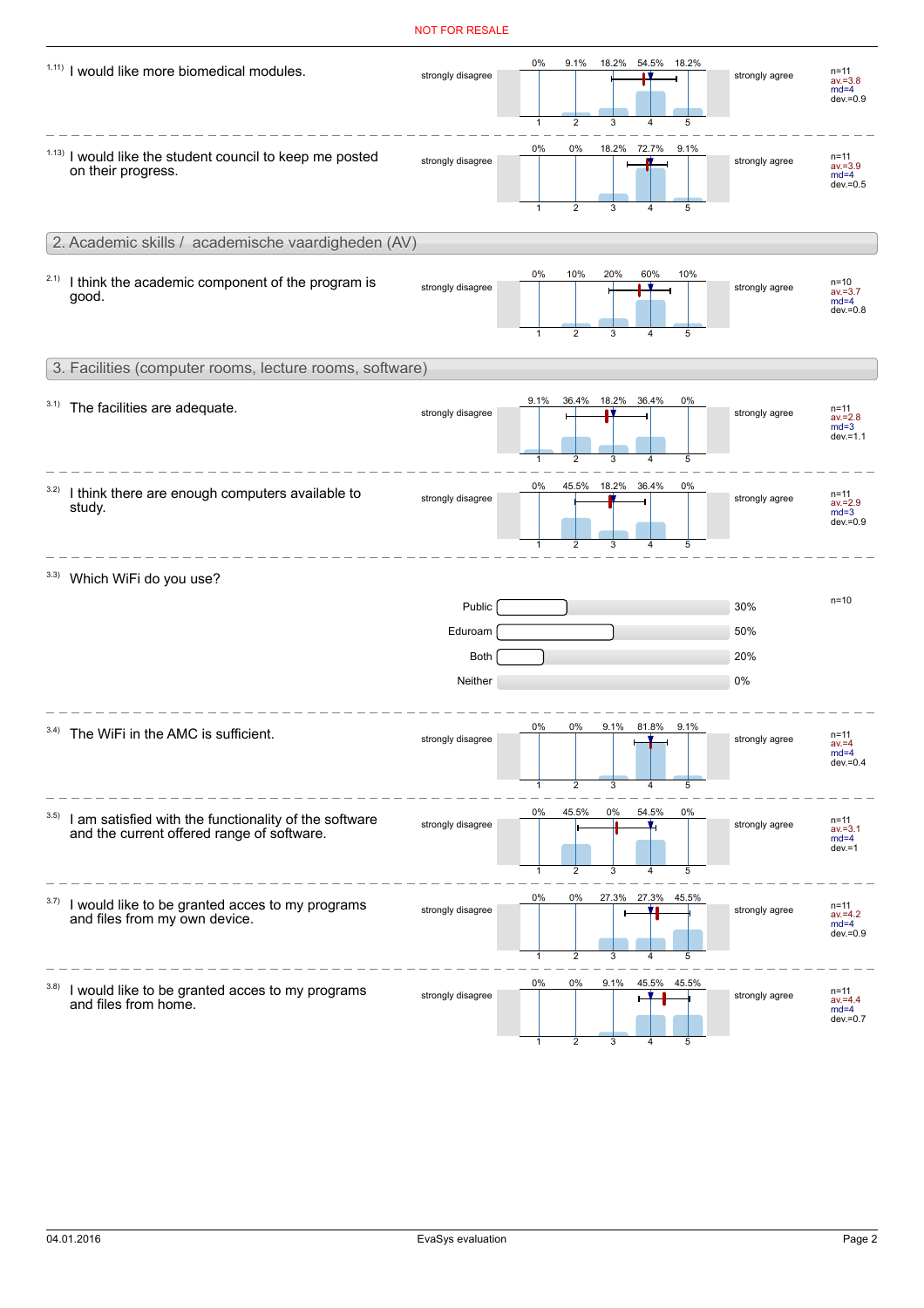NOT FOR RESALE

1.11) I would like more biomedical modules.

strongly disagree — 0% / 9.1% / 18.2% / 54.5% / 18.2% — strongly agree

1 2 3 4 5

n=11
av.=3.8
md=4
dev.=0.9

1.13) I would like the student council to keep me posted on their progress.

strongly disagree — 0% / 0% / 18.2% / 72.7% / 9.1% — strongly agree

1 2 3 4 5

n=11
av.=3.9
md=4
dev.=0.5

## 2. Academic skills / academische vaardigheden (AV)

2.1) I think the academic component of the program is good.

strongly disagree — 0% / 10% / 20% / 60% / 10% — strongly agree

1 2 3 4 5

n=10
av.=3.7
md=4
dev.=0.8

## 3. Facilities (computer rooms, lecture rooms, software)

3.1) The facilities are adequate.

strongly disagree — 9.1% / 36.4% / 18.2% / 36.4% / 0% — strongly agree

1 2 3 4 5

n=11
av.=2.8
md=3
dev.=1.1

3.2) I think there are enough computers available to study.

strongly disagree — 0% / 45.5% / 18.2% / 36.4% / 0% — strongly agree

1 2 3 4 5

n=11
av.=2.9
md=3
dev.=0.9

3.3) Which WiFi do you use?

Public 30%
Eduroam 50%
Both 20%
Neither 0%

n=10

3.4) The WiFi in the AMC is sufficient.

strongly disagree — 0% / 0% / 9.1% / 81.8% / 9.1% — strongly agree

1 2 3 4 5

n=11
av.=4
md=4
dev.=0.4

3.5) I am satisfied with the functionality of the software and the current offered range of software.

strongly disagree — 0% / 45.5% / 0% / 54.5% / 0% — strongly agree

1 2 3 4 5

n=11
av.=3.1
md=4
dev.=1

3.7) I would like to be granted acces to my programs and files from my own device.

strongly disagree — 0% / 0% / 27.3% / 27.3% / 45.5% — strongly agree

1 2 3 4 5

n=11
av.=4.2
md=4
dev.=0.9

3.8) I would like to be granted acces to my programs and files from home.

strongly disagree — 0% / 0% / 9.1% / 45.5% / 45.5% — strongly agree

1 2 3 4 5

n=11
av.=4.4
md=4
dev.=0.7

04.01.2016 EvaSys evaluation